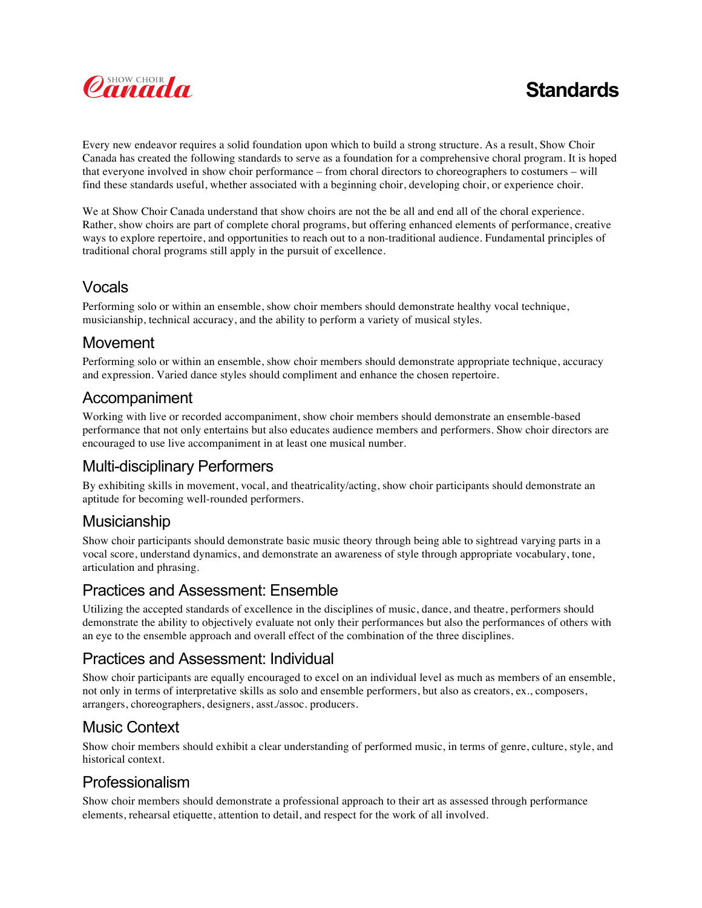Show Choir Canada

# Standards

Every new endeavor requires a solid foundation upon which to build a strong structure. As a result, Show Choir Canada has created the following standards to serve as a foundation for a comprehensive choral program. It is hoped that everyone involved in show choir performance – from choral directors to choreographers to costumers – will find these standards useful, whether associated with a beginning choir, developing choir, or experience choir.

We at Show Choir Canada understand that show choirs are not the be all and end all of the choral experience. Rather, show choirs are part of complete choral programs, but offering enhanced elements of performance, creative ways to explore repertoire, and opportunities to reach out to a non-traditional audience. Fundamental principles of traditional choral programs still apply in the pursuit of excellence.

## Vocals

Performing solo or within an ensemble, show choir members should demonstrate healthy vocal technique, musicianship, technical accuracy, and the ability to perform a variety of musical styles.

## Movement

Performing solo or within an ensemble, show choir members should demonstrate appropriate technique, accuracy and expression. Varied dance styles should compliment and enhance the chosen repertoire.

## Accompaniment

Working with live or recorded accompaniment, show choir members should demonstrate an ensemble-based performance that not only entertains but also educates audience members and performers. Show choir directors are encouraged to use live accompaniment in at least one musical number.

## Multi-disciplinary Performers

By exhibiting skills in movement, vocal, and theatricality/acting, show choir participants should demonstrate an aptitude for becoming well-rounded performers.

## Musicianship

Show choir participants should demonstrate basic music theory through being able to sightread varying parts in a vocal score, understand dynamics, and demonstrate an awareness of style through appropriate vocabulary, tone, articulation and phrasing.

## Practices and Assessment: Ensemble

Utilizing the accepted standards of excellence in the disciplines of music, dance, and theatre, performers should demonstrate the ability to objectively evaluate not only their performances but also the performances of others with an eye to the ensemble approach and overall effect of the combination of the three disciplines.

## Practices and Assessment: Individual

Show choir participants are equally encouraged to excel on an individual level as much as members of an ensemble, not only in terms of interpretative skills as solo and ensemble performers, but also as creators, ex., composers, arrangers, choreographers, designers, asst./assoc. producers.

## Music Context

Show choir members should exhibit a clear understanding of performed music, in terms of genre, culture, style, and historical context.

## Professionalism

Show choir members should demonstrate a professional approach to their art as assessed through performance elements, rehearsal etiquette, attention to detail, and respect for the work of all involved.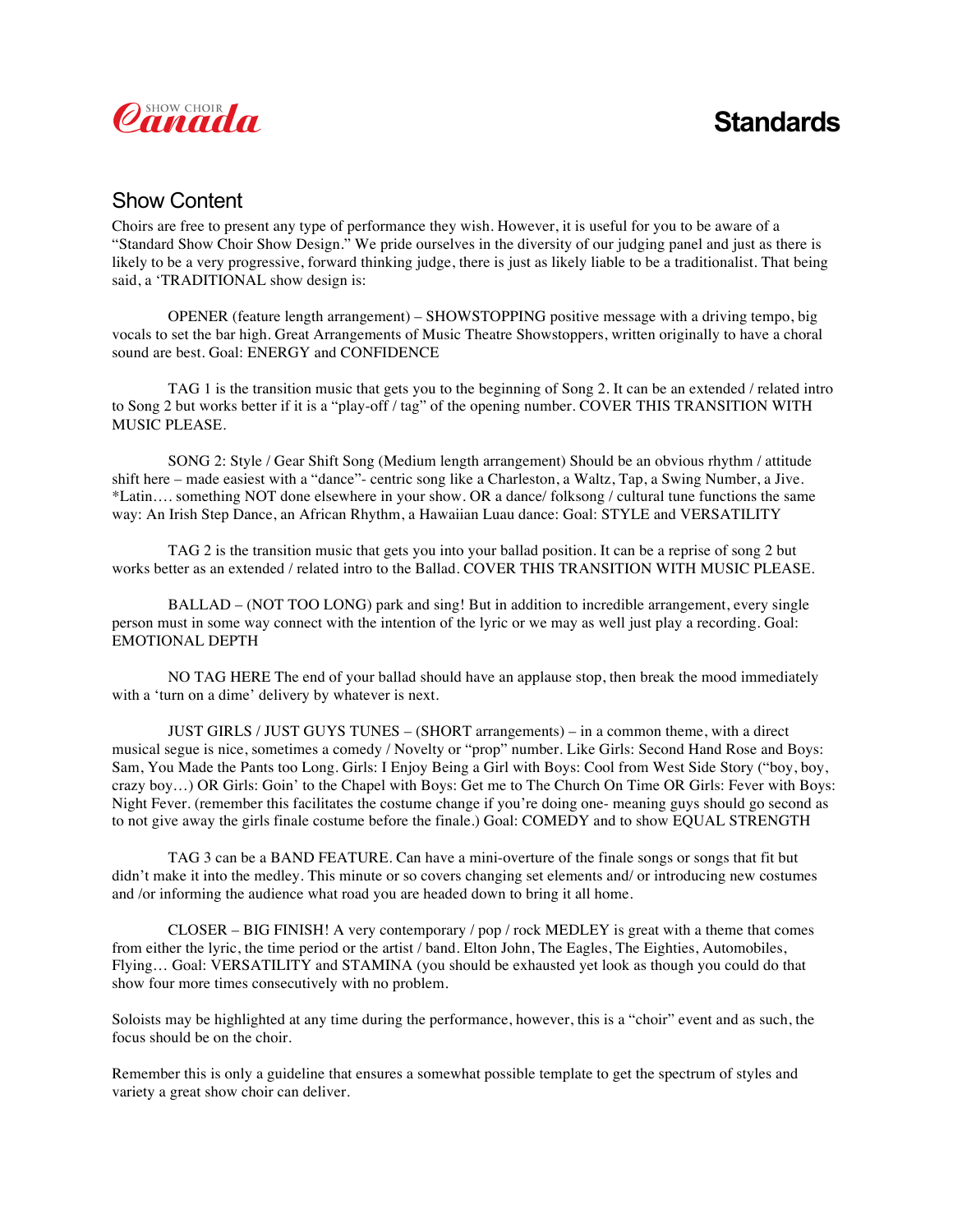# Standards

## Show Content

Choirs are free to present any type of performance they wish. However, it is useful for you to be aware of a "Standard Show Choir Show Design." We pride ourselves in the diversity of our judging panel and just as there is likely to be a very progressive, forward thinking judge, there is just as likely liable to be a traditionalist. That being said, a 'TRADITIONAL show design is:

OPENER (feature length arrangement) – SHOWSTOPPING positive message with a driving tempo, big vocals to set the bar high. Great Arrangements of Music Theatre Showstoppers, written originally to have a choral sound are best. Goal: ENERGY and CONFIDENCE

TAG 1 is the transition music that gets you to the beginning of Song 2. It can be an extended / related intro to Song 2 but works better if it is a "play-off / tag" of the opening number. COVER THIS TRANSITION WITH MUSIC PLEASE.

SONG 2: Style / Gear Shift Song (Medium length arrangement) Should be an obvious rhythm / attitude shift here – made easiest with a "dance"- centric song like a Charleston, a Waltz, Tap, a Swing Number, a Jive. *Latin…. something NOT done elsewhere in your show. OR a dance/ folksong / cultural tune functions the same way: An Irish Step Dance, an African Rhythm, a Hawaiian Luau dance: Goal: STYLE and VERSATILITY

TAG 2 is the transition music that gets you into your ballad position. It can be a reprise of song 2 but works better as an extended / related intro to the Ballad. COVER THIS TRANSITION WITH MUSIC PLEASE.

BALLAD – (NOT TOO LONG) park and sing! But in addition to incredible arrangement, every single person must in some way connect with the intention of the lyric or we may as well just play a recording. Goal: EMOTIONAL DEPTH

NO TAG HERE The end of your ballad should have an applause stop, then break the mood immediately with a 'turn on a dime' delivery by whatever is next.

JUST GIRLS / JUST GUYS TUNES – (SHORT arrangements) – in a common theme, with a direct musical segue is nice, sometimes a comedy / Novelty or "prop" number. Like Girls: Second Hand Rose and Boys: Sam, You Made the Pants too Long. Girls: I Enjoy Being a Girl with Boys: Cool from West Side Story ("boy, boy, crazy boy…) OR Girls: Goin' to the Chapel with Boys: Get me to The Church On Time OR Girls: Fever with Boys: Night Fever. (remember this facilitates the costume change if you're doing one- meaning guys should go second as to not give away the girls finale costume before the finale.) Goal: COMEDY and to show EQUAL STRENGTH

TAG 3 can be a BAND FEATURE. Can have a mini-overture of the finale songs or songs that fit but didn't make it into the medley. This minute or so covers changing set elements and/ or introducing new costumes and /or informing the audience what road you are headed down to bring it all home.

CLOSER – BIG FINISH! A very contemporary / pop / rock MEDLEY is great with a theme that comes from either the lyric, the time period or the artist / band. Elton John, The Eagles, The Eighties, Automobiles, Flying… Goal: VERSATILITY and STAMINA (you should be exhausted yet look as though you could do that show four more times consecutively with no problem.

Soloists may be highlighted at any time during the performance, however, this is a "choir" event and as such, the focus should be on the choir.

Remember this is only a guideline that ensures a somewhat possible template to get the spectrum of styles and variety a great show choir can deliver.